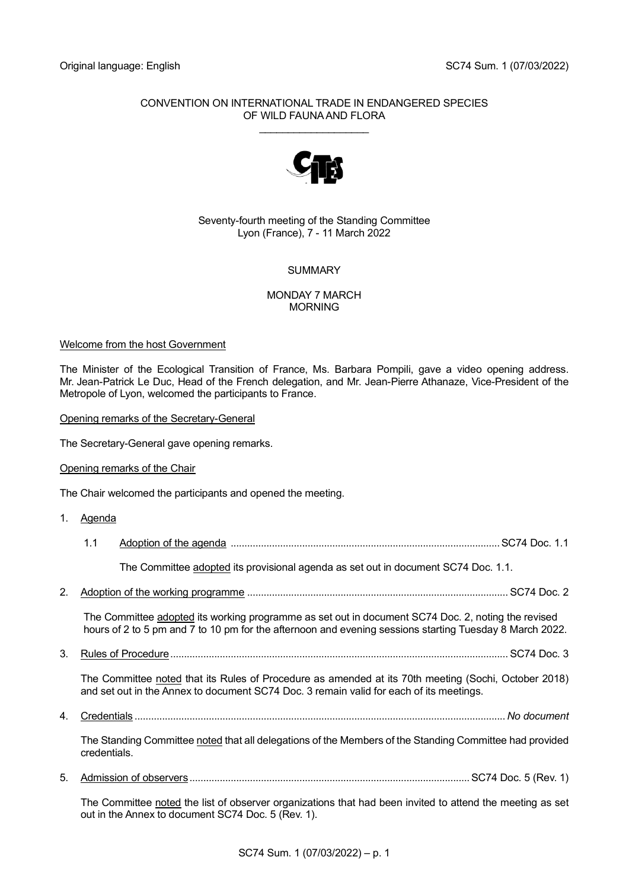Original language: English SC74 Sum. 1 (07/03/2022)

CONVENTION ON INTERNATIONAL TRADE IN ENDANGERED SPECIES
OF WILD FAUNA AND FLORA

___________________

Seventy-fourth meeting of the Standing Committee
Lyon (France), 7 - 11 March 2022

SUMMARY

MONDAY 7 MARCH
MORNING

Welcome from the host Government

The Minister of the Ecological Transition of France, Ms. Barbara Pompili, gave a video opening address. Mr. Jean-Patrick Le Duc, Head of the French delegation, and Mr. Jean-Pierre Athanaze, Vice-President of the Metropole of Lyon, welcomed the participants to France.

Opening remarks of the Secretary-General

The Secretary-General gave opening remarks.

Opening remarks of the Chair

The Chair welcomed the participants and opened the meeting.

1. Agenda

   1.1 Adoption of the agenda ................................................................................................ SC74 Doc. 1.1

   The Committee adopted its provisional agenda as set out in document SC74 Doc. 1.1.

2. Adoption of the working programme ............................................................................................ SC74 Doc. 2

   The Committee adopted its working programme as set out in document SC74 Doc. 2, noting the revised hours of 2 to 5 pm and 7 to 10 pm for the afternoon and evening sessions starting Tuesday 8 March 2022.

3. Rules of Procedure ......................................................................................................................... SC74 Doc. 3

   The Committee noted that its Rules of Procedure as amended at its 70th meeting (Sochi, October 2018) and set out in the Annex to document SC74 Doc. 3 remain valid for each of its meetings.

4. Credentials ..................................................................................................................................... *No document*

   The Standing Committee noted that all delegations of the Members of the Standing Committee had provided credentials.

5. Admission of observers .................................................................................................... SC74 Doc. 5 (Rev. 1)

   The Committee noted the list of observer organizations that had been invited to attend the meeting as set out in the Annex to document SC74 Doc. 5 (Rev. 1).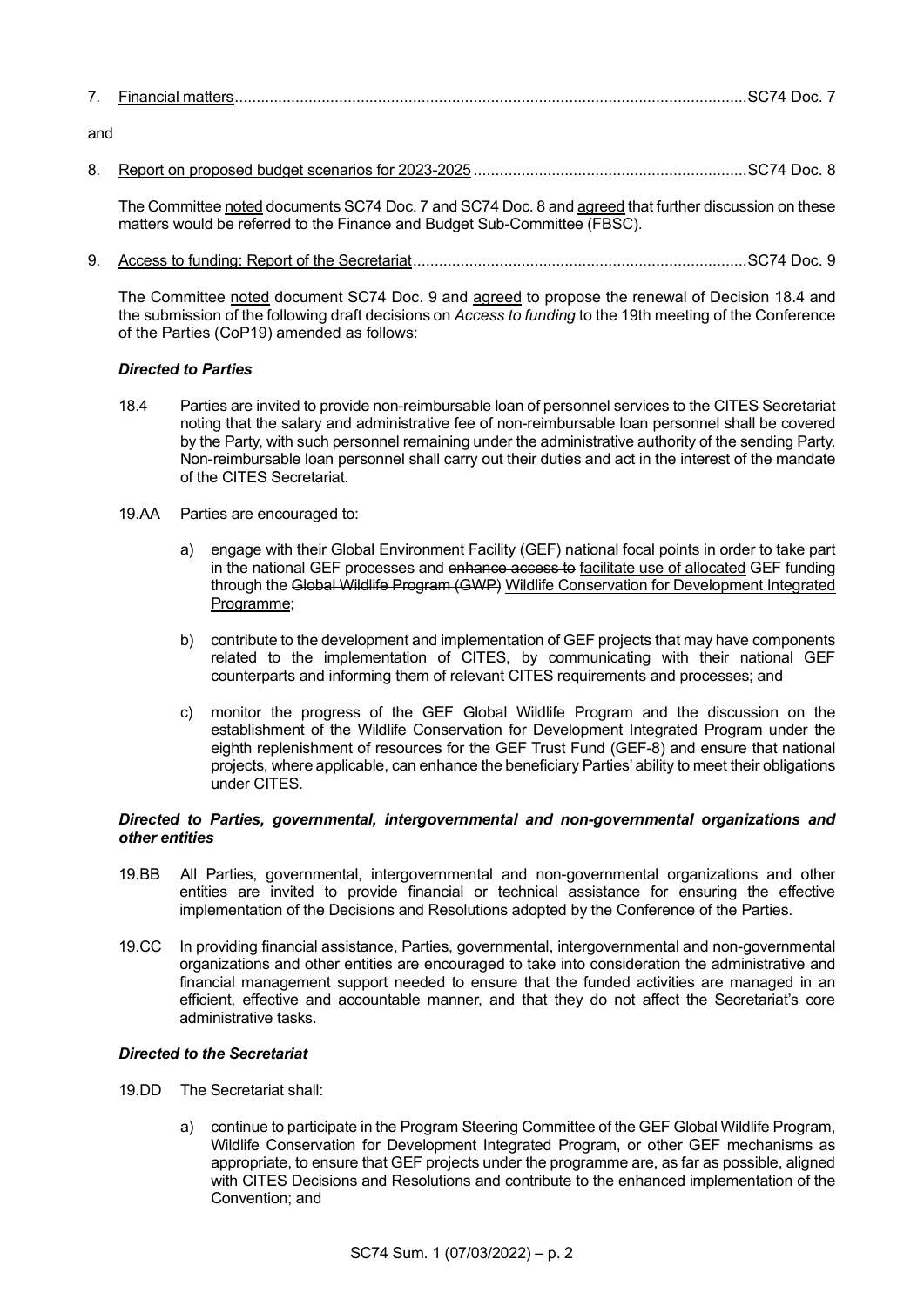7. Financial matters..................................................................................................................SC74 Doc. 7

and

8. Report on proposed budget scenarios for 2023-2025..............................................................SC74 Doc. 8

   The Committee noted documents SC74 Doc. 7 and SC74 Doc. 8 and agreed that further discussion on these matters would be referred to the Finance and Budget Sub-Committee (FBSC).

9. Access to funding: Report of the Secretariat...........................................................................SC74 Doc. 9

   The Committee noted document SC74 Doc. 9 and agreed to propose the renewal of Decision 18.4 and the submission of the following draft decisions on *Access to funding* to the 19th meeting of the Conference of the Parties (CoP19) amended as follows:

   ***Directed to Parties***

   18.4 Parties are invited to provide non-reimbursable loan of personnel services to the CITES Secretariat noting that the salary and administrative fee of non-reimbursable loan personnel shall be covered by the Party, with such personnel remaining under the administrative authority of the sending Party. Non-reimbursable loan personnel shall carry out their duties and act in the interest of the mandate of the CITES Secretariat.

   19.AA Parties are encouraged to:

   a) engage with their Global Environment Facility (GEF) national focal points in order to take part in the national GEF processes and ~~enhance access to~~ facilitate use of allocated GEF funding through the ~~Global Wildlife Program (GWP)~~ Wildlife Conservation for Development Integrated Programme;

   b) contribute to the development and implementation of GEF projects that may have components related to the implementation of CITES, by communicating with their national GEF counterparts and informing them of relevant CITES requirements and processes; and

   c) monitor the progress of the GEF Global Wildlife Program and the discussion on the establishment of the Wildlife Conservation for Development Integrated Program under the eighth replenishment of resources for the GEF Trust Fund (GEF-8) and ensure that national projects, where applicable, can enhance the beneficiary Parties' ability to meet their obligations under CITES.

   ***Directed to Parties, governmental, intergovernmental and non-governmental organizations and other entities***

   19.BB All Parties, governmental, intergovernmental and non-governmental organizations and other entities are invited to provide financial or technical assistance for ensuring the effective implementation of the Decisions and Resolutions adopted by the Conference of the Parties.

   19.CC In providing financial assistance, Parties, governmental, intergovernmental and non-governmental organizations and other entities are encouraged to take into consideration the administrative and financial management support needed to ensure that the funded activities are managed in an efficient, effective and accountable manner, and that they do not affect the Secretariat's core administrative tasks.

   ***Directed to the Secretariat***

   19.DD The Secretariat shall:

   a) continue to participate in the Program Steering Committee of the GEF Global Wildlife Program, Wildlife Conservation for Development Integrated Program, or other GEF mechanisms as appropriate, to ensure that GEF projects under the programme are, as far as possible, aligned with CITES Decisions and Resolutions and contribute to the enhanced implementation of the Convention; and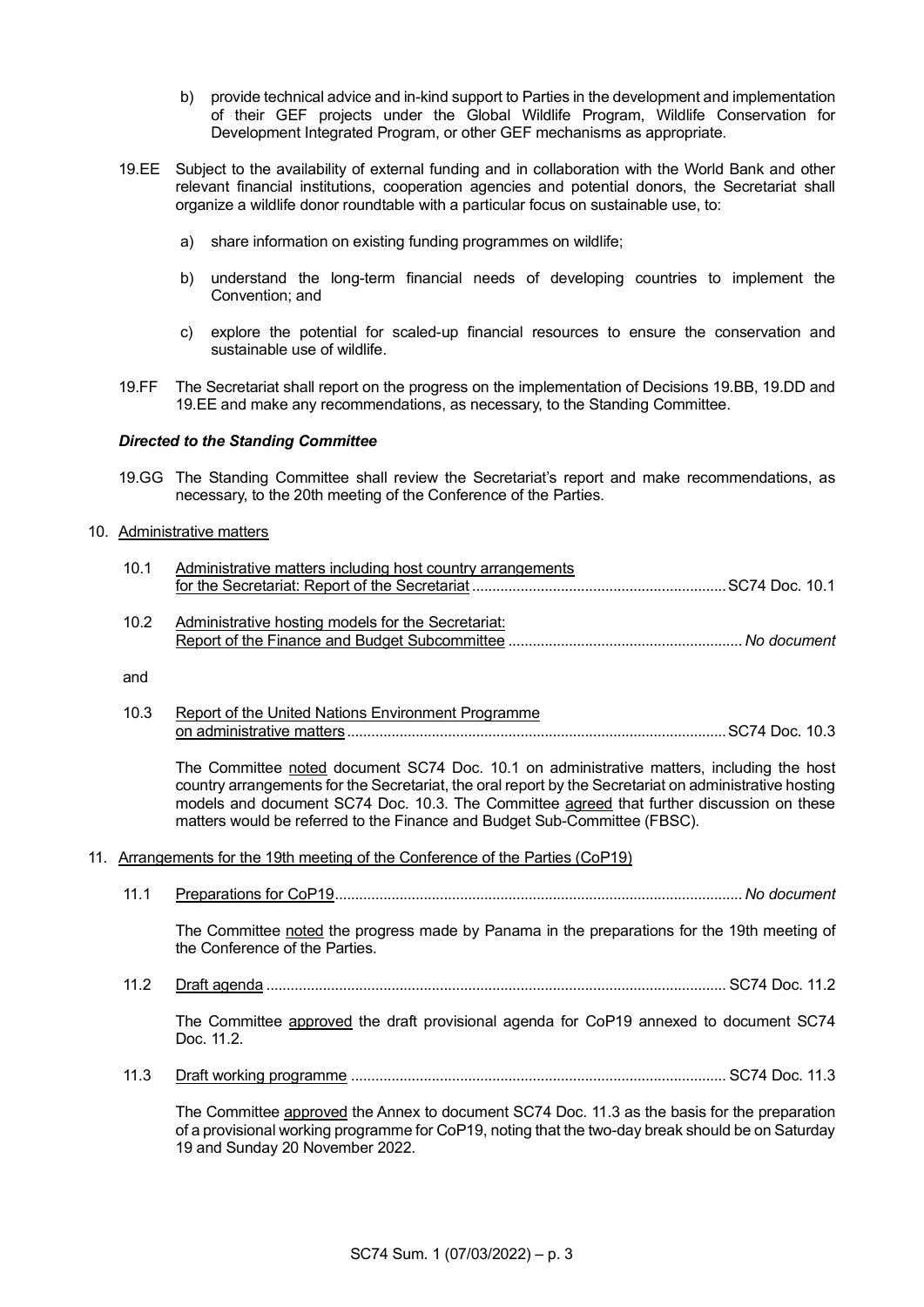b) provide technical advice and in-kind support to Parties in the development and implementation of their GEF projects under the Global Wildlife Program, Wildlife Conservation for Development Integrated Program, or other GEF mechanisms as appropriate.

19.EE Subject to the availability of external funding and in collaboration with the World Bank and other relevant financial institutions, cooperation agencies and potential donors, the Secretariat shall organize a wildlife donor roundtable with a particular focus on sustainable use, to:

a) share information on existing funding programmes on wildlife;

b) understand the long-term financial needs of developing countries to implement the Convention; and

c) explore the potential for scaled-up financial resources to ensure the conservation and sustainable use of wildlife.

19.FF The Secretariat shall report on the progress on the implementation of Decisions 19.BB, 19.DD and 19.EE and make any recommendations, as necessary, to the Standing Committee.

***Directed to the Standing Committee***

19.GG The Standing Committee shall review the Secretariat's report and make recommendations, as necessary, to the 20th meeting of the Conference of the Parties.

10. Administrative matters

10.1 Administrative matters including host country arrangements for the Secretariat: Report of the Secretariat ............................................................ SC74 Doc. 10.1

10.2 Administrative hosting models for the Secretariat: Report of the Finance and Budget Subcommittee ......................................................... *No document*

and

10.3 Report of the United Nations Environment Programme on administrative matters ............................................................................................ SC74 Doc. 10.3

The Committee noted document SC74 Doc. 10.1 on administrative matters, including the host country arrangements for the Secretariat, the oral report by the Secretariat on administrative hosting models and document SC74 Doc. 10.3. The Committee agreed that further discussion on these matters would be referred to the Finance and Budget Sub-Committee (FBSC).

11. Arrangements for the 19th meeting of the Conference of the Parties (CoP19)

11.1 Preparations for CoP19.................................................................................................... *No document*

The Committee noted the progress made by Panama in the preparations for the 19th meeting of the Conference of the Parties.

11.2 Draft agenda ................................................................................................................ SC74 Doc. 11.2

The Committee approved the draft provisional agenda for CoP19 annexed to document SC74 Doc. 11.2.

11.3 Draft working programme ........................................................................................... SC74 Doc. 11.3

The Committee approved the Annex to document SC74 Doc. 11.3 as the basis for the preparation of a provisional working programme for CoP19, noting that the two-day break should be on Saturday 19 and Sunday 20 November 2022.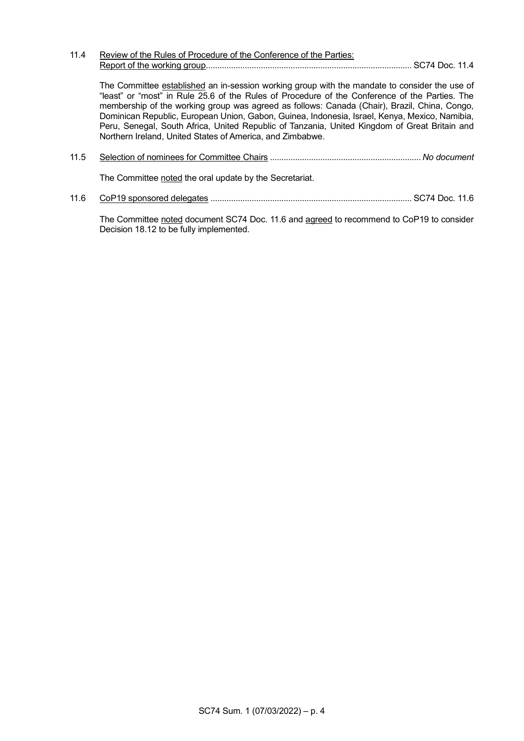11.4 Review of the Rules of Procedure of the Conference of the Parties: Report of the working group........................................................................................ SC74 Doc. 11.4

The Committee established an in-session working group with the mandate to consider the use of "least" or "most" in Rule 25.6 of the Rules of Procedure of the Conference of the Parties. The membership of the working group was agreed as follows: Canada (Chair), Brazil, China, Congo, Dominican Republic, European Union, Gabon, Guinea, Indonesia, Israel, Kenya, Mexico, Namibia, Peru, Senegal, South Africa, United Republic of Tanzania, United Kingdom of Great Britain and Northern Ireland, United States of America, and Zimbabwe.

11.5 Selection of nominees for Committee Chairs ................................................................ *No document*

The Committee noted the oral update by the Secretariat.

11.6 CoP19 sponsored delegates ...................................................................................... SC74 Doc. 11.6

The Committee noted document SC74 Doc. 11.6 and agreed to recommend to CoP19 to consider Decision 18.12 to be fully implemented.